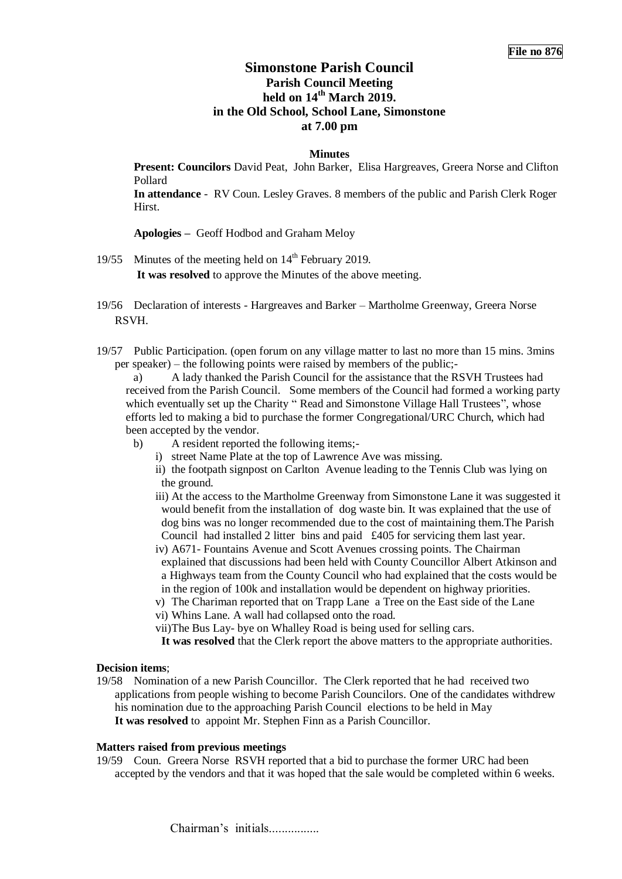**File no 876**

# Simonstone Parish Council
## Parish Council Meeting held on 14th March 2019. in the Old School, School Lane, Simonstone at 7.00 pm

**Minutes**

**Present: Councilors** David Peat, John Barker, Elisa Hargreaves, Greera Norse and Clifton Pollard

**In attendance** - RV Coun. Lesley Graves. 8 members of the public and Parish Clerk Roger Hirst.

**Apologies –** Geoff Hodbod and Graham Meloy

19/55 Minutes of the meeting held on 14th February 2019.
**It was resolved** to approve the Minutes of the above meeting.

19/56 Declaration of interests - Hargreaves and Barker – Martholme Greenway, Greera Norse RSVH.

19/57 Public Participation. (open forum on any village matter to last no more than 15 mins. 3mins per speaker) – the following points were raised by members of the public;-

a) A lady thanked the Parish Council for the assistance that the RSVH Trustees had received from the Parish Council. Some members of the Council had formed a working party which eventually set up the Charity " Read and Simonstone Village Hall Trustees", whose efforts led to making a bid to purchase the former Congregational/URC Church, which had been accepted by the vendor.

b) A resident reported the following items;-

i) street Name Plate at the top of Lawrence Ave was missing.
ii) the footpath signpost on Carlton Avenue leading to the Tennis Club was lying on the ground.
iii) At the access to the Martholme Greenway from Simonstone Lane it was suggested it would benefit from the installation of dog waste bin. It was explained that the use of dog bins was no longer recommended due to the cost of maintaining them.The Parish Council had installed 2 litter bins and paid £405 for servicing them last year.
iv) A671- Fountains Avenue and Scott Avenues crossing points. The Chairman explained that discussions had been held with County Councillor Albert Atkinson and a Highways team from the County Council who had explained that the costs would be in the region of 100k and installation would be dependent on highway priorities.
v) The Chariman reported that on Trapp Lane a Tree on the East side of the Lane
vi) Whins Lane. A wall had collapsed onto the road.
vii)The Bus Lay- bye on Whalley Road is being used for selling cars.

**It was resolved** that the Clerk report the above matters to the appropriate authorities.

**Decision items**;

19/58 Nomination of a new Parish Councillor. The Clerk reported that he had received two applications from people wishing to become Parish Councilors. One of the candidates withdrew his nomination due to the approaching Parish Council elections to be held in May
**It was resolved** to appoint Mr. Stephen Finn as a Parish Councillor.

**Matters raised from previous meetings**

19/59 Coun. Greera Norse RSVH reported that a bid to purchase the former URC had been accepted by the vendors and that it was hoped that the sale would be completed within 6 weeks.

Chairman's initials................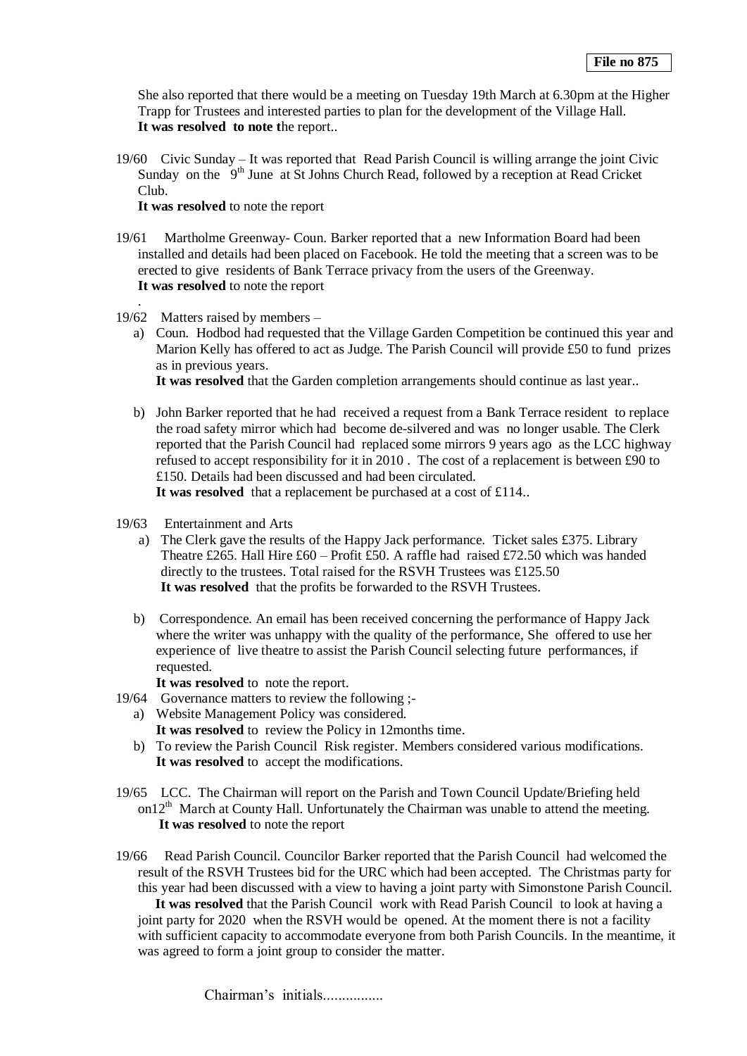She also reported that there would be a meeting on Tuesday 19th March at 6.30pm at the Higher Trapp for Trustees and interested parties to plan for the development of the Village Hall.
**It was resolved to note t**he report..

19/60 Civic Sunday – It was reported that Read Parish Council is willing arrange the joint Civic Sunday on the 9th June at St Johns Church Read, followed by a reception at Read Cricket Club.
**It was resolved** to note the report

19/61 Martholme Greenway- Coun. Barker reported that a new Information Board had been installed and details had been placed on Facebook. He told the meeting that a screen was to be erected to give residents of Bank Terrace privacy from the users of the Greenway.
**It was resolved** to note the report

.

19/62 Matters raised by members –

a) Coun. Hodbod had requested that the Village Garden Competition be continued this year and Marion Kelly has offered to act as Judge. The Parish Council will provide £50 to fund prizes as in previous years.
**It was resolved** that the Garden completion arrangements should continue as last year..

b) John Barker reported that he had received a request from a Bank Terrace resident to replace the road safety mirror which had become de-silvered and was no longer usable. The Clerk reported that the Parish Council had replaced some mirrors 9 years ago as the LCC highway refused to accept responsibility for it in 2010 . The cost of a replacement is between £90 to £150. Details had been discussed and had been circulated.
**It was resolved** that a replacement be purchased at a cost of £114..

19/63 Entertainment and Arts

a) The Clerk gave the results of the Happy Jack performance. Ticket sales £375. Library Theatre £265. Hall Hire £60 – Profit £50. A raffle had raised £72.50 which was handed directly to the trustees. Total raised for the RSVH Trustees was £125.50
**It was resolved** that the profits be forwarded to the RSVH Trustees.

b) Correspondence. An email has been received concerning the performance of Happy Jack where the writer was unhappy with the quality of the performance, She offered to use her experience of live theatre to assist the Parish Council selecting future performances, if requested.
**It was resolved** to note the report.

19/64 Governance matters to review the following ;-

a) Website Management Policy was considered.
**It was resolved** to review the Policy in 12months time.

b) To review the Parish Council Risk register. Members considered various modifications.
**It was resolved** to accept the modifications.

19/65 LCC. The Chairman will report on the Parish and Town Council Update/Briefing held on12th March at County Hall. Unfortunately the Chairman was unable to attend the meeting.
**It was resolved** to note the report

19/66 Read Parish Council. Councilor Barker reported that the Parish Council had welcomed the result of the RSVH Trustees bid for the URC which had been accepted. The Christmas party for this year had been discussed with a view to having a joint party with Simonstone Parish Council.
**It was resolved** that the Parish Council work with Read Parish Council to look at having a joint party for 2020 when the RSVH would be opened. At the moment there is not a facility with sufficient capacity to accommodate everyone from both Parish Councils. In the meantime, it was agreed to form a joint group to consider the matter.

Chairman's initials................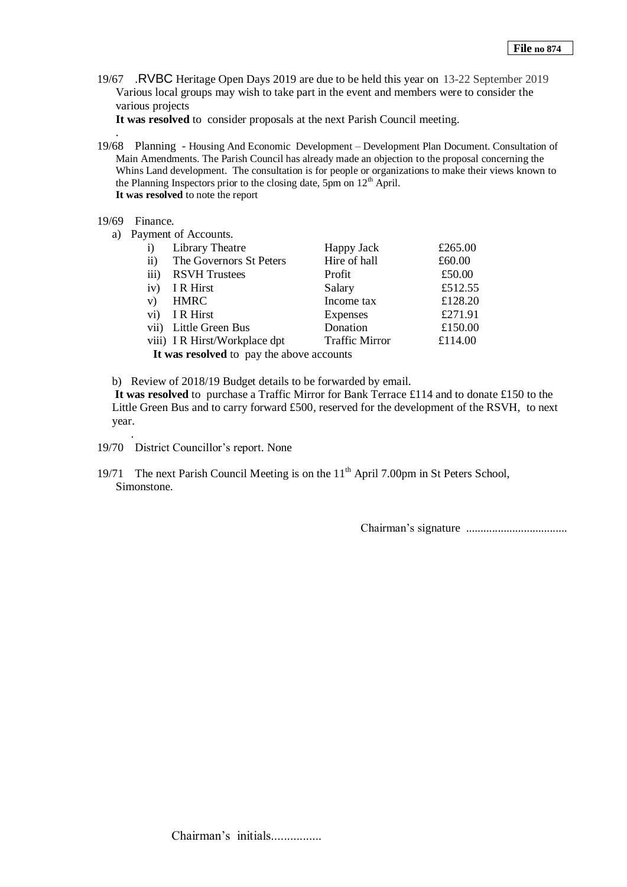**File no 874**

19/67 .RVBC Heritage Open Days 2019 are due to be held this year on 13-22 September 2019 Various local groups may wish to take part in the event and members were to consider the various projects

**It was resolved** to consider proposals at the next Parish Council meeting.

.

19/68 Planning - Housing And Economic Development – Development Plan Document. Consultation of Main Amendments. The Parish Council has already made an objection to the proposal concerning the Whins Land development. The consultation is for people or organizations to make their views known to the Planning Inspectors prior to the closing date, 5pm on 12th April.

**It was resolved** to note the report

19/69 Finance.

a) Payment of Accounts.

| | | | |
|---|---|---|---|
| i) | Library Theatre | Happy Jack | £265.00 |
| ii) | The Governors St Peters | Hire of hall | £60.00 |
| iii) | RSVH Trustees | Profit | £50.00 |
| iv) | I R Hirst | Salary | £512.55 |
| v) | HMRC | Income tax | £128.20 |
| vi) | I R Hirst | Expenses | £271.91 |
| vii) | Little Green Bus | Donation | £150.00 |
| viii) | I R Hirst/Workplace dpt | Traffic Mirror | £114.00 |

**It was resolved** to pay the above accounts

b) Review of 2018/19 Budget details to be forwarded by email.

**It was resolved** to purchase a Traffic Mirror for Bank Terrace £114 and to donate £150 to the Little Green Bus and to carry forward £500, reserved for the development of the RSVH, to next year.

.

19/70 District Councillor's report. None

19/71 The next Parish Council Meeting is on the 11th April 7.00pm in St Peters School, Simonstone.

Chairman's signature ..................................

Chairman's initials................